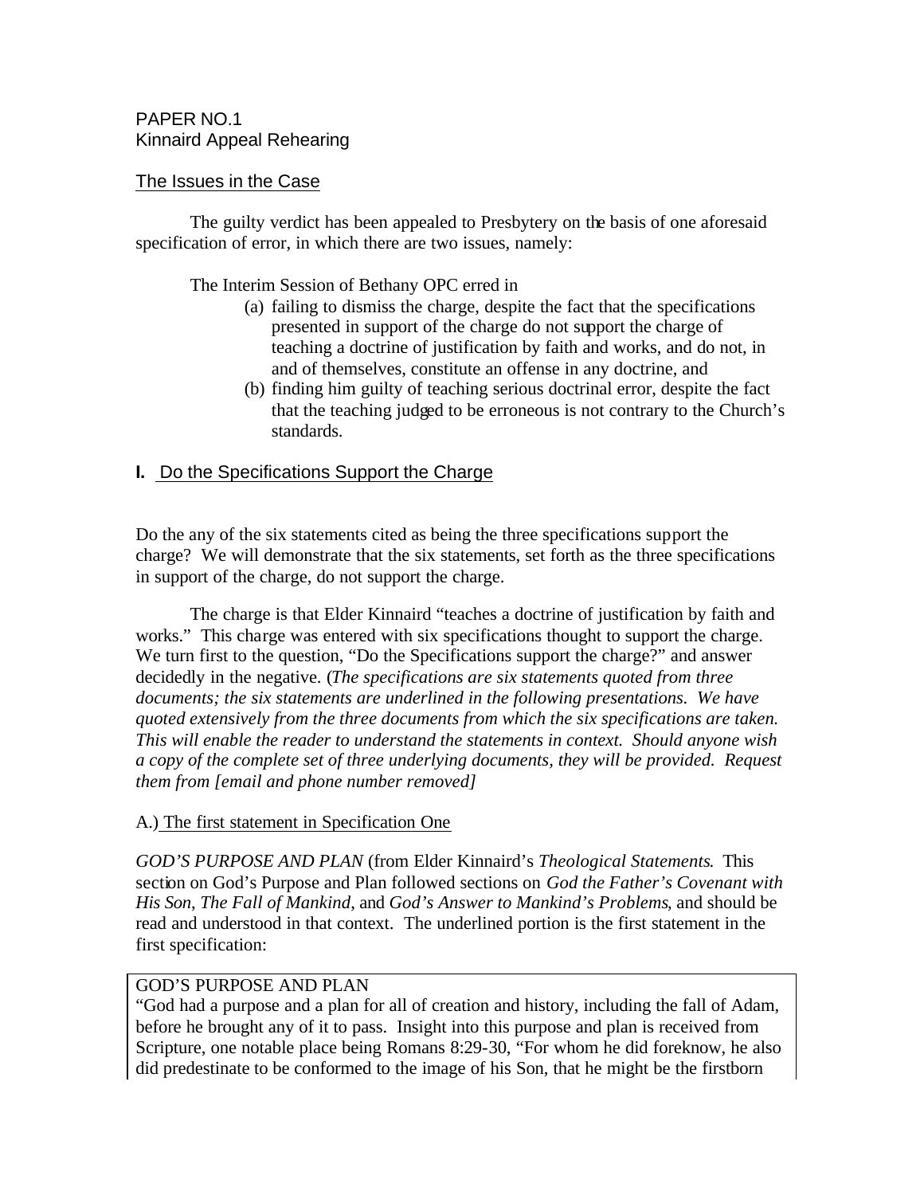PAPER NO.1
Kinnaird Appeal Rehearing

## The Issues in the Case

The guilty verdict has been appealed to Presbytery on the basis of one aforesaid specification of error, in which there are two issues, namely:

The Interim Session of Bethany OPC erred in

(a) failing to dismiss the charge, despite the fact that the specifications presented in support of the charge do not support the charge of teaching a doctrine of justification by faith and works, and do not, in and of themselves, constitute an offense in any doctrine, and

(b) finding him guilty of teaching serious doctrinal error, despite the fact that the teaching judged to be erroneous is not contrary to the Church's standards.

## I. Do the Specifications Support the Charge

Do the any of the six statements cited as being the three specifications support the charge? We will demonstrate that the six statements, set forth as the three specifications in support of the charge, do not support the charge.

The charge is that Elder Kinnaird "teaches a doctrine of justification by faith and works." This charge was entered with six specifications thought to support the charge. We turn first to the question, "Do the Specifications support the charge?" and answer decidedly in the negative. (*The specifications are six statements quoted from three documents; the six statements are underlined in the following presentations. We have quoted extensively from the three documents from which the six specifications are taken. This will enable the reader to understand the statements in context. Should anyone wish a copy of the complete set of three underlying documents, they will be provided. Request them from [email and phone number removed]*

### A.) The first statement in Specification One

*GOD'S PURPOSE AND PLAN* (from Elder Kinnaird's *Theological Statements*. This section on God's Purpose and Plan followed sections on *God the Father's Covenant with His Son*, *The Fall of Mankind*, and *God's Answer to Mankind's Problems*, and should be read and understood in that context. The underlined portion is the first statement in the first specification:

> GOD'S PURPOSE AND PLAN
> "God had a purpose and a plan for all of creation and history, including the fall of Adam, before he brought any of it to pass. Insight into this purpose and plan is received from Scripture, one notable place being Romans 8:29-30, "For whom he did foreknow, he also did predestinate to be conformed to the image of his Son, that he might be the firstborn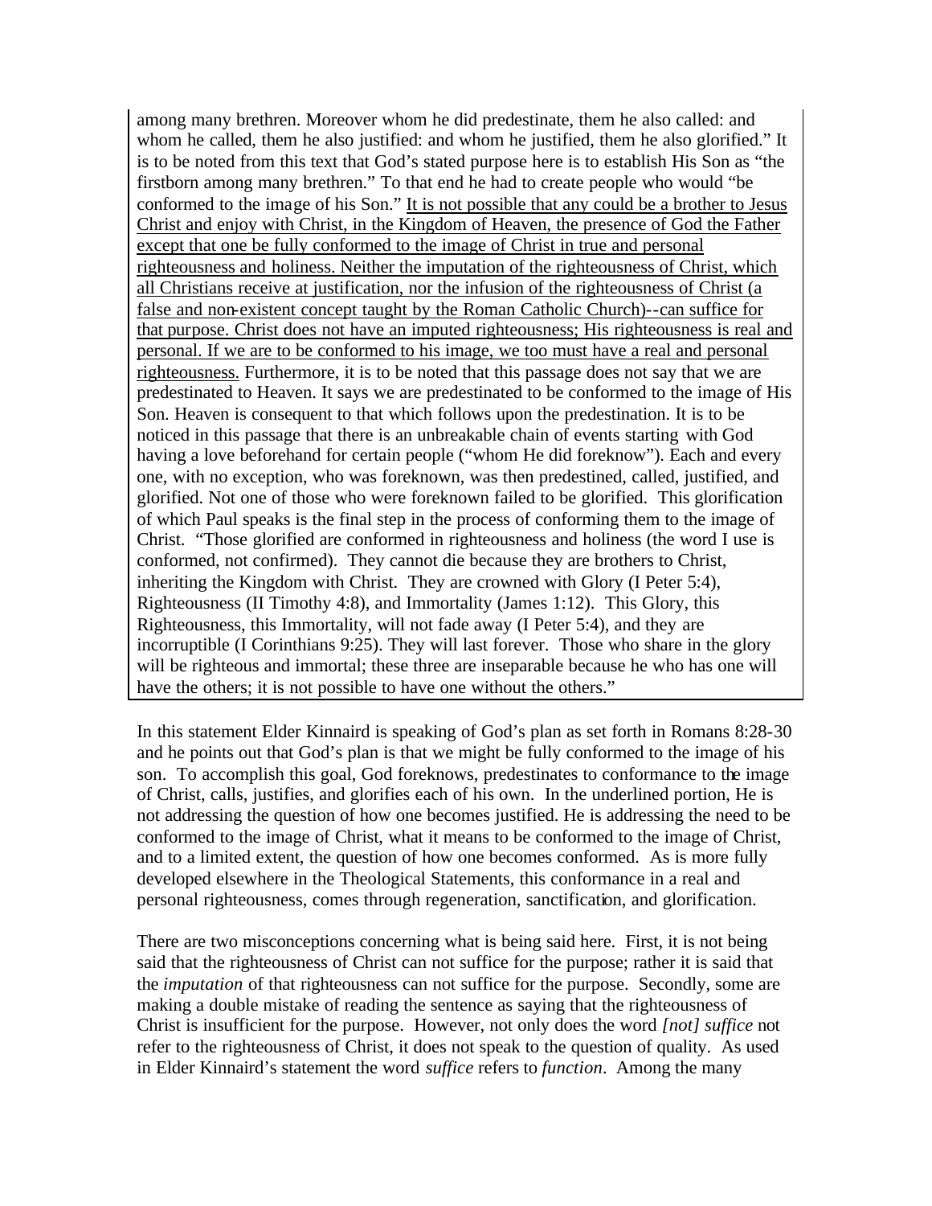among many brethren. Moreover whom he did predestinate, them he also called: and whom he called, them he also justified: and whom he justified, them he also glorified." It is to be noted from this text that God's stated purpose here is to establish His Son as "the firstborn among many brethren." To that end he had to create people who would "be conformed to the image of his Son." <u>It is not possible that any could be a brother to Jesus Christ and enjoy with Christ, in the Kingdom of Heaven, the presence of God the Father except that one be fully conformed to the image of Christ in true and personal righteousness and holiness. Neither the imputation of the righteousness of Christ, which all Christians receive at justification, nor the infusion of the righteousness of Christ (a false and non-existent concept taught by the Roman Catholic Church)--can suffice for that purpose. Christ does not have an imputed righteousness; His righteousness is real and personal. If we are to be conformed to his image, we too must have a real and personal righteousness.</u> Furthermore, it is to be noted that this passage does not say that we are predestinated to Heaven. It says we are predestinated to be conformed to the image of His Son. Heaven is consequent to that which follows upon the predestination. It is to be noticed in this passage that there is an unbreakable chain of events starting with God having a love beforehand for certain people ("whom He did foreknow"). Each and every one, with no exception, who was foreknown, was then predestined, called, justified, and glorified. Not one of those who were foreknown failed to be glorified. This glorification of which Paul speaks is the final step in the process of conforming them to the image of Christ. "Those glorified are conformed in righteousness and holiness (the word I use is conformed, not confirmed). They cannot die because they are brothers to Christ, inheriting the Kingdom with Christ. They are crowned with Glory (I Peter 5:4), Righteousness (II Timothy 4:8), and Immortality (James 1:12). This Glory, this Righteousness, this Immortality, will not fade away (I Peter 5:4), and they are incorruptible (I Corinthians 9:25). They will last forever. Those who share in the glory will be righteous and immortal; these three are inseparable because he who has one will have the others; it is not possible to have one without the others."

In this statement Elder Kinnaird is speaking of God's plan as set forth in Romans 8:28-30 and he points out that God's plan is that we might be fully conformed to the image of his son. To accomplish this goal, God foreknows, predestinates to conformance to the image of Christ, calls, justifies, and glorifies each of his own. In the underlined portion, He is not addressing the question of how one becomes justified. He is addressing the need to be conformed to the image of Christ, what it means to be conformed to the image of Christ, and to a limited extent, the question of how one becomes conformed. As is more fully developed elsewhere in the Theological Statements, this conformance in a real and personal righteousness, comes through regeneration, sanctification, and glorification.

There are two misconceptions concerning what is being said here. First, it is not being said that the righteousness of Christ can not suffice for the purpose; rather it is said that the *imputation* of that righteousness can not suffice for the purpose. Secondly, some are making a double mistake of reading the sentence as saying that the righteousness of Christ is insufficient for the purpose. However, not only does the word *[not] suffice* not refer to the righteousness of Christ, it does not speak to the question of quality. As used in Elder Kinnaird's statement the word *suffice* refers to *function*. Among the many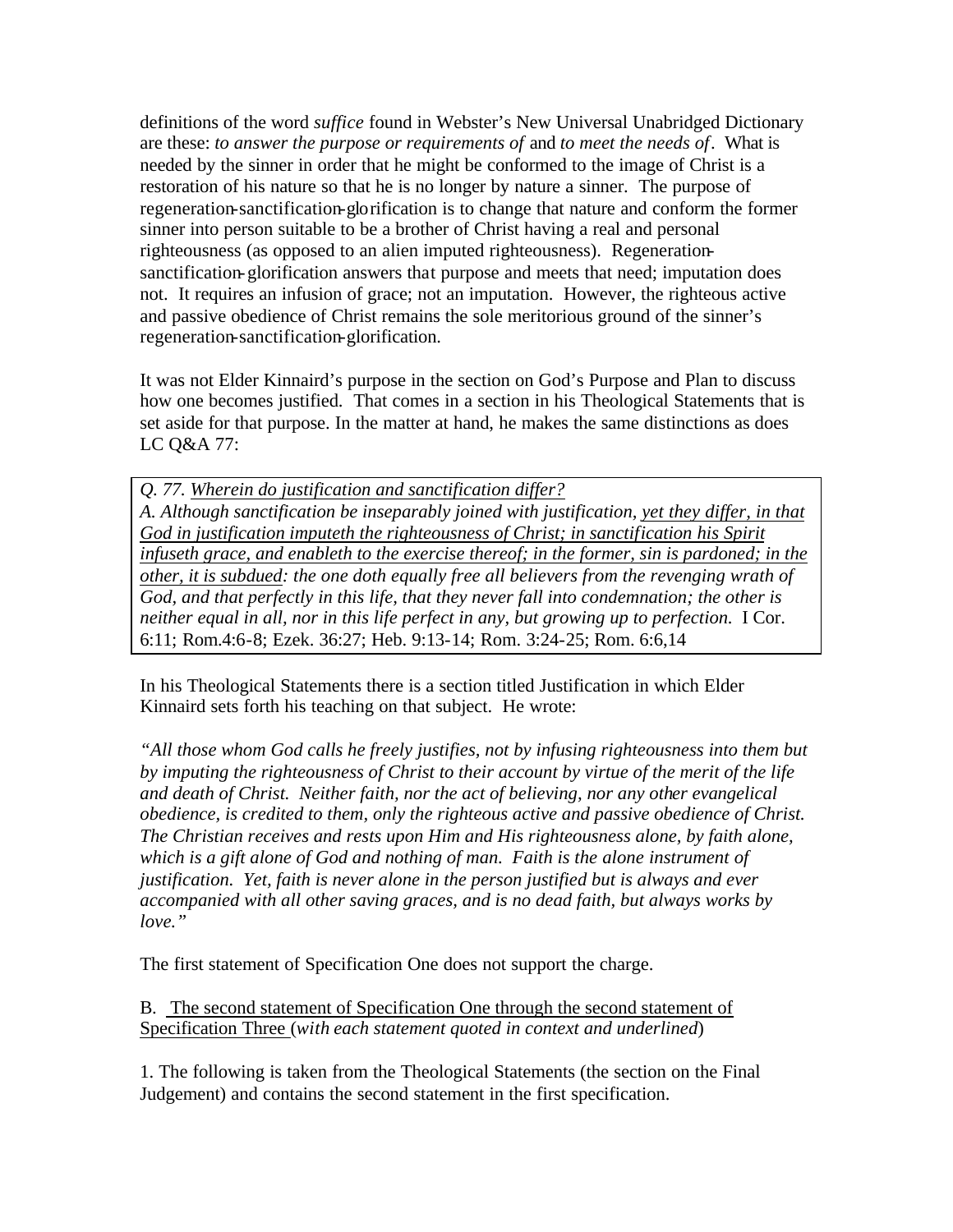definitions of the word *suffice* found in Webster's New Universal Unabridged Dictionary are these: *to answer the purpose or requirements of* and *to meet the needs of*. What is needed by the sinner in order that he might be conformed to the image of Christ is a restoration of his nature so that he is no longer by nature a sinner. The purpose of regeneration-sanctification-glorification is to change that nature and conform the former sinner into person suitable to be a brother of Christ having a real and personal righteousness (as opposed to an alien imputed righteousness). Regeneration-sanctification-glorification answers that purpose and meets that need; imputation does not. It requires an infusion of grace; not an imputation. However, the righteous active and passive obedience of Christ remains the sole meritorious ground of the sinner's regeneration-sanctification-glorification.

It was not Elder Kinnaird's purpose in the section on God's Purpose and Plan to discuss how one becomes justified. That comes in a section in his Theological Statements that is set aside for that purpose. In the matter at hand, he makes the same distinctions as does LC Q&A 77:

> *Q. 77. <u>Wherein do justification and sanctification differ?</u>*
> *A. Although sanctification be inseparably joined with justification, <u>yet they differ, in that God in justification imputeth the righteousness of Christ; in sanctification his Spirit infuseth grace, and enableth to the exercise thereof; in the former, sin is pardoned; in the other, it is subdued</u>: the one doth equally free all believers from the revenging wrath of God, and that perfectly in this life, that they never fall into condemnation; the other is neither equal in all, nor in this life perfect in any, but growing up to perfection.* I Cor. 6:11; Rom.4:6-8; Ezek. 36:27; Heb. 9:13-14; Rom. 3:24-25; Rom. 6:6,14

In his Theological Statements there is a section titled Justification in which Elder Kinnaird sets forth his teaching on that subject. He wrote:

*"All those whom God calls he freely justifies, not by infusing righteousness into them but by imputing the righteousness of Christ to their account by virtue of the merit of the life and death of Christ. Neither faith, nor the act of believing, nor any other evangelical obedience, is credited to them, only the righteous active and passive obedience of Christ. The Christian receives and rests upon Him and His righteousness alone, by faith alone, which is a gift alone of God and nothing of man. Faith is the alone instrument of justification. Yet, faith is never alone in the person justified but is always and ever accompanied with all other saving graces, and is no dead faith, but always works by love."*

The first statement of Specification One does not support the charge.

B. <u>The second statement of Specification One through the second statement of Specification Three</u> (*with each statement quoted in context and underlined*)

1. The following is taken from the Theological Statements (the section on the Final Judgement) and contains the second statement in the first specification.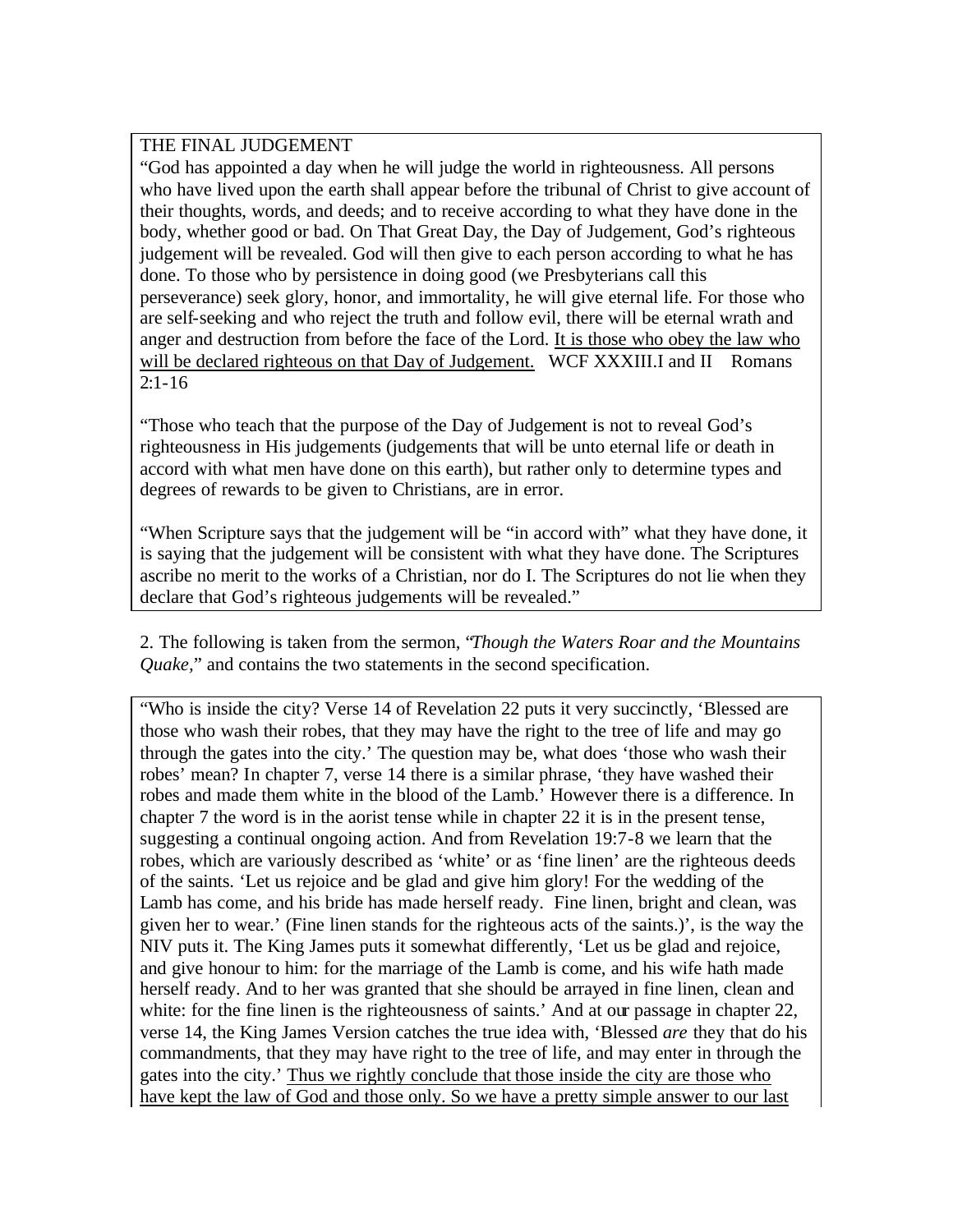THE FINAL JUDGEMENT

"God has appointed a day when he will judge the world in righteousness. All persons who have lived upon the earth shall appear before the tribunal of Christ to give account of their thoughts, words, and deeds; and to receive according to what they have done in the body, whether good or bad. On That Great Day, the Day of Judgement, God's righteous judgement will be revealed. God will then give to each person according to what he has done. To those who by persistence in doing good (we Presbyterians call this perseverance) seek glory, honor, and immortality, he will give eternal life. For those who are self-seeking and who reject the truth and follow evil, there will be eternal wrath and anger and destruction from before the face of the Lord. <u>It is those who obey the law who will be declared righteous on that Day of Judgement.</u> WCF XXXIII.I and II Romans 2:1-16

"Those who teach that the purpose of the Day of Judgement is not to reveal God's righteousness in His judgements (judgements that will be unto eternal life or death in accord with what men have done on this earth), but rather only to determine types and degrees of rewards to be given to Christians, are in error.

"When Scripture says that the judgement will be "in accord with" what they have done, it is saying that the judgement will be consistent with what they have done. The Scriptures ascribe no merit to the works of a Christian, nor do I. The Scriptures do not lie when they declare that God's righteous judgements will be revealed."

2. The following is taken from the sermon, "*Though the Waters Roar and the Mountains Quake,*" and contains the two statements in the second specification.

"Who is inside the city? Verse 14 of Revelation 22 puts it very succinctly, 'Blessed are those who wash their robes, that they may have the right to the tree of life and may go through the gates into the city.' The question may be, what does 'those who wash their robes' mean? In chapter 7, verse 14 there is a similar phrase, 'they have washed their robes and made them white in the blood of the Lamb.' However there is a difference. In chapter 7 the word is in the aorist tense while in chapter 22 it is in the present tense, suggesting a continual ongoing action. And from Revelation 19:7-8 we learn that the robes, which are variously described as 'white' or as 'fine linen' are the righteous deeds of the saints. 'Let us rejoice and be glad and give him glory! For the wedding of the Lamb has come, and his bride has made herself ready. Fine linen, bright and clean, was given her to wear.' (Fine linen stands for the righteous acts of the saints.)', is the way the NIV puts it. The King James puts it somewhat differently, 'Let us be glad and rejoice, and give honour to him: for the marriage of the Lamb is come, and his wife hath made herself ready. And to her was granted that she should be arrayed in fine linen, clean and white: for the fine linen is the righteousness of saints.' And at our passage in chapter 22, verse 14, the King James Version catches the true idea with, 'Blessed *are* they that do his commandments, that they may have right to the tree of life, and may enter in through the gates into the city.' <u>Thus we rightly conclude that those inside the city are those who have kept the law of God and those only. So we have a pretty simple answer to our last</u>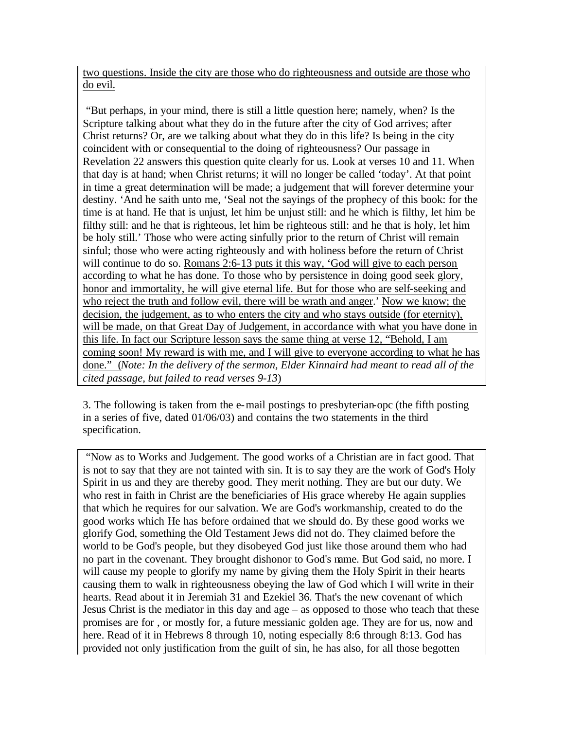<u>two questions. Inside the city are those who do righteousness and outside are those who do evil.</u>

"But perhaps, in your mind, there is still a little question here; namely, when? Is the Scripture talking about what they do in the future after the city of God arrives; after Christ returns? Or, are we talking about what they do in this life? Is being in the city coincident with or consequential to the doing of righteousness? Our passage in Revelation 22 answers this question quite clearly for us. Look at verses 10 and 11. When that day is at hand; when Christ returns; it will no longer be called 'today'. At that point in time a great determination will be made; a judgement that will forever determine your destiny. 'And he saith unto me, 'Seal not the sayings of the prophecy of this book: for the time is at hand. He that is unjust, let him be unjust still: and he which is filthy, let him be filthy still: and he that is righteous, let him be righteous still: and he that is holy, let him be holy still.' Those who were acting sinfully prior to the return of Christ will remain sinful; those who were acting righteously and with holiness before the return of Christ will continue to do so. <u>Romans 2:6-13 puts it this way, 'God will give to each person according to what he has done. To those who by persistence in doing good seek glory, honor and immortality, he will give eternal life. But for those who are self-seeking and who reject the truth and follow evil, there will be wrath and anger</u>.' <u>Now we know; the decision, the judgement, as to who enters the city and who stays outside (for eternity), will be made, on that Great Day of Judgement, in accordance with what you have done in this life. In fact our Scripture lesson says the same thing at verse 12, "Behold, I am coming soon! My reward is with me, and I will give to everyone according to what he has done."</u> (*Note: In the delivery of the sermon, Elder Kinnaird had meant to read all of the cited passage, but failed to read verses 9-13*)

3. The following is taken from the e-mail postings to presbyterian-opc (the fifth posting in a series of five, dated 01/06/03) and contains the two statements in the third specification.

"Now as to Works and Judgement. The good works of a Christian are in fact good. That is not to say that they are not tainted with sin. It is to say they are the work of God's Holy Spirit in us and they are thereby good. They merit nothing. They are but our duty. We who rest in faith in Christ are the beneficiaries of His grace whereby He again supplies that which he requires for our salvation. We are God's workmanship, created to do the good works which He has before ordained that we should do. By these good works we glorify God, something the Old Testament Jews did not do. They claimed before the world to be God's people, but they disobeyed God just like those around them who had no part in the covenant. They brought dishonor to God's name. But God said, no more. I will cause my people to glorify my name by giving them the Holy Spirit in their hearts causing them to walk in righteousness obeying the law of God which I will write in their hearts. Read about it in Jeremiah 31 and Ezekiel 36. That's the new covenant of which Jesus Christ is the mediator in this day and age – as opposed to those who teach that these promises are for , or mostly for, a future messianic golden age. They are for us, now and here. Read of it in Hebrews 8 through 10, noting especially 8:6 through 8:13. God has provided not only justification from the guilt of sin, he has also, for all those begotten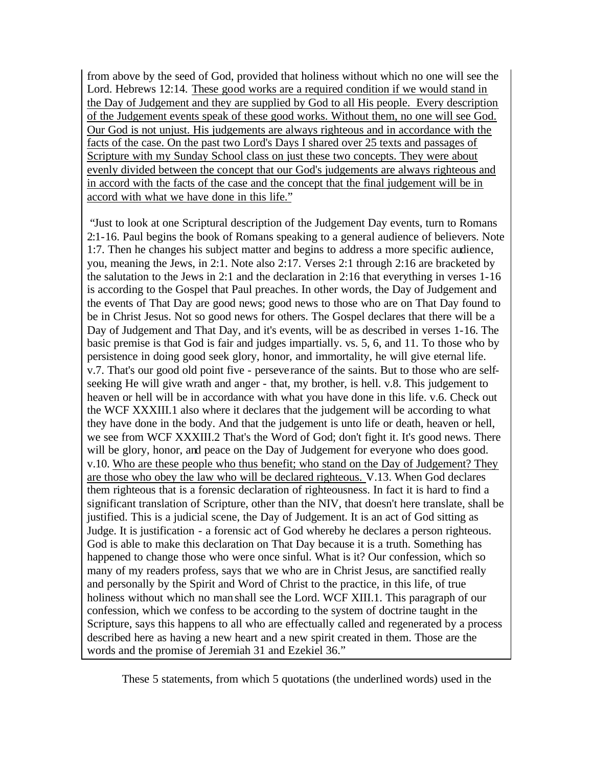from above by the seed of God, provided that holiness without which no one will see the Lord. Hebrews 12:14. <u>These good works are a required condition if we would stand in the Day of Judgement and they are supplied by God to all His people. Every description of the Judgement events speak of these good works. Without them, no one will see God. Our God is not unjust. His judgements are always righteous and in accordance with the facts of the case. On the past two Lord's Days I shared over 25 texts and passages of Scripture with my Sunday School class on just these two concepts. They were about evenly divided between the concept that our God's judgements are always righteous and in accord with the facts of the case and the concept that the final judgement will be in accord with what we have done in this life.</u>"

"Just to look at one Scriptural description of the Judgement Day events, turn to Romans 2:1-16. Paul begins the book of Romans speaking to a general audience of believers. Note 1:7. Then he changes his subject matter and begins to address a more specific audience, you, meaning the Jews, in 2:1. Note also 2:17. Verses 2:1 through 2:16 are bracketed by the salutation to the Jews in 2:1 and the declaration in 2:16 that everything in verses 1-16 is according to the Gospel that Paul preaches. In other words, the Day of Judgement and the events of That Day are good news; good news to those who are on That Day found to be in Christ Jesus. Not so good news for others. The Gospel declares that there will be a Day of Judgement and That Day, and it's events, will be as described in verses 1-16. The basic premise is that God is fair and judges impartially. vs. 5, 6, and 11. To those who by persistence in doing good seek glory, honor, and immortality, he will give eternal life. v.7. That's our good old point five - perseverance of the saints. But to those who are self-seeking He will give wrath and anger - that, my brother, is hell. v.8. This judgement to heaven or hell will be in accordance with what you have done in this life. v.6. Check out the WCF XXXIII.1 also where it declares that the judgement will be according to what they have done in the body. And that the judgement is unto life or death, heaven or hell, we see from WCF XXXIII.2 That's the Word of God; don't fight it. It's good news. There will be glory, honor, and peace on the Day of Judgement for everyone who does good. v.10. <u>Who are these people who thus benefit; who stand on the Day of Judgement? They are those who obey the law who will be declared righteous.</u> V.13. When God declares them righteous that is a forensic declaration of righteousness. In fact it is hard to find a significant translation of Scripture, other than the NIV, that doesn't here translate, shall be justified. This is a judicial scene, the Day of Judgement. It is an act of God sitting as Judge. It is justification - a forensic act of God whereby he declares a person righteous. God is able to make this declaration on That Day because it is a truth. Something has happened to change those who were once sinful. What is it? Our confession, which so many of my readers profess, says that we who are in Christ Jesus, are sanctified really and personally by the Spirit and Word of Christ to the practice, in this life, of true holiness without which no man shall see the Lord. WCF XIII.1. This paragraph of our confession, which we confess to be according to the system of doctrine taught in the Scripture, says this happens to all who are effectually called and regenerated by a process described here as having a new heart and a new spirit created in them. Those are the words and the promise of Jeremiah 31 and Ezekiel 36."

These 5 statements, from which 5 quotations (the underlined words) used in the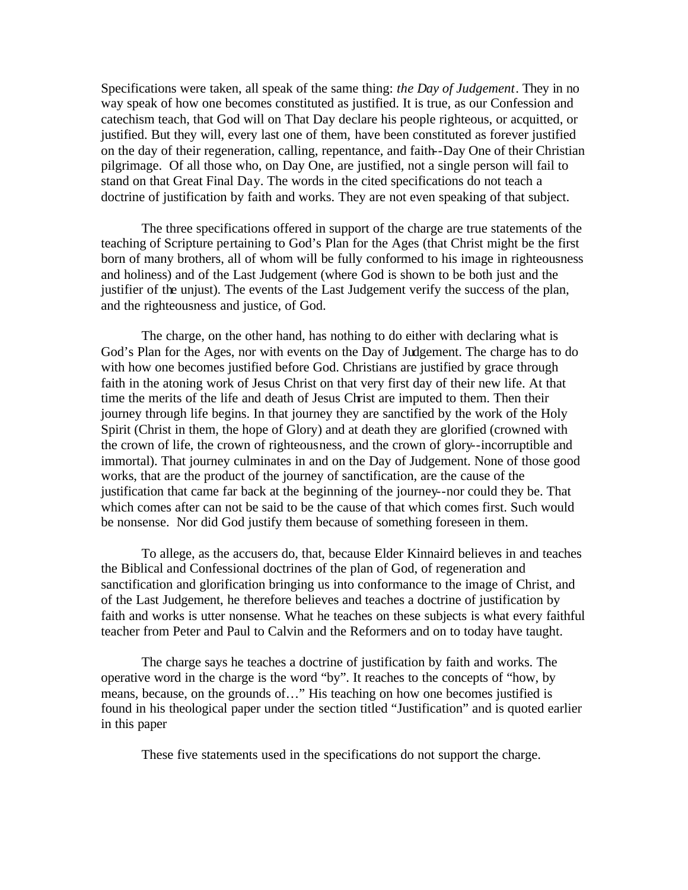Specifications were taken, all speak of the same thing: *the Day of Judgement*. They in no way speak of how one becomes constituted as justified. It is true, as our Confession and catechism teach, that God will on That Day declare his people righteous, or acquitted, or justified. But they will, every last one of them, have been constituted as forever justified on the day of their regeneration, calling, repentance, and faith--Day One of their Christian pilgrimage. Of all those who, on Day One, are justified, not a single person will fail to stand on that Great Final Day. The words in the cited specifications do not teach a doctrine of justification by faith and works. They are not even speaking of that subject.

The three specifications offered in support of the charge are true statements of the teaching of Scripture pertaining to God's Plan for the Ages (that Christ might be the first born of many brothers, all of whom will be fully conformed to his image in righteousness and holiness) and of the Last Judgement (where God is shown to be both just and the justifier of the unjust). The events of the Last Judgement verify the success of the plan, and the righteousness and justice, of God.

The charge, on the other hand, has nothing to do either with declaring what is God's Plan for the Ages, nor with events on the Day of Judgement. The charge has to do with how one becomes justified before God. Christians are justified by grace through faith in the atoning work of Jesus Christ on that very first day of their new life. At that time the merits of the life and death of Jesus Christ are imputed to them. Then their journey through life begins. In that journey they are sanctified by the work of the Holy Spirit (Christ in them, the hope of Glory) and at death they are glorified (crowned with the crown of life, the crown of righteousness, and the crown of glory--incorruptible and immortal). That journey culminates in and on the Day of Judgement. None of those good works, that are the product of the journey of sanctification, are the cause of the justification that came far back at the beginning of the journey--nor could they be. That which comes after can not be said to be the cause of that which comes first. Such would be nonsense. Nor did God justify them because of something foreseen in them.

To allege, as the accusers do, that, because Elder Kinnaird believes in and teaches the Biblical and Confessional doctrines of the plan of God, of regeneration and sanctification and glorification bringing us into conformance to the image of Christ, and of the Last Judgement, he therefore believes and teaches a doctrine of justification by faith and works is utter nonsense. What he teaches on these subjects is what every faithful teacher from Peter and Paul to Calvin and the Reformers and on to today have taught.

The charge says he teaches a doctrine of justification by faith and works. The operative word in the charge is the word "by". It reaches to the concepts of "how, by means, because, on the grounds of…" His teaching on how one becomes justified is found in his theological paper under the section titled "Justification" and is quoted earlier in this paper

These five statements used in the specifications do not support the charge.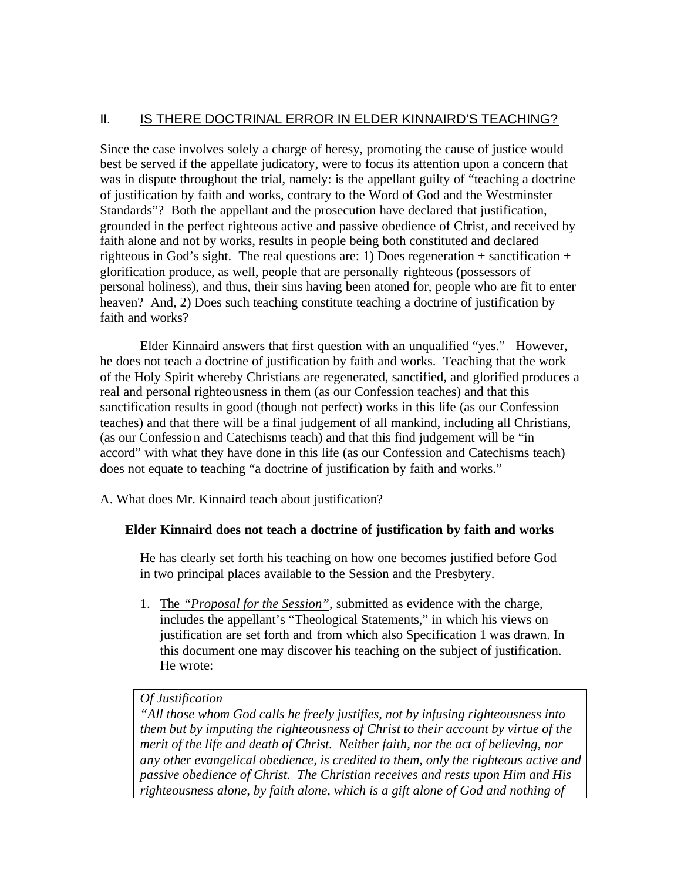## II. IS THERE DOCTRINAL ERROR IN ELDER KINNAIRD'S TEACHING?

Since the case involves solely a charge of heresy, promoting the cause of justice would best be served if the appellate judicatory, were to focus its attention upon a concern that was in dispute throughout the trial, namely: is the appellant guilty of "teaching a doctrine of justification by faith and works, contrary to the Word of God and the Westminster Standards"? Both the appellant and the prosecution have declared that justification, grounded in the perfect righteous active and passive obedience of Christ, and received by faith alone and not by works, results in people being both constituted and declared righteous in God's sight. The real questions are: 1) Does regeneration + sanctification + glorification produce, as well, people that are personally righteous (possessors of personal holiness), and thus, their sins having been atoned for, people who are fit to enter heaven? And, 2) Does such teaching constitute teaching a doctrine of justification by faith and works?

Elder Kinnaird answers that first question with an unqualified "yes." However, he does not teach a doctrine of justification by faith and works. Teaching that the work of the Holy Spirit whereby Christians are regenerated, sanctified, and glorified produces a real and personal righteousness in them (as our Confession teaches) and that this sanctification results in good (though not perfect) works in this life (as our Confession teaches) and that there will be a final judgement of all mankind, including all Christians, (as our Confession and Catechisms teach) and that this find judgement will be "in accord" with what they have done in this life (as our Confession and Catechisms teach) does not equate to teaching "a doctrine of justification by faith and works."

### A. What does Mr. Kinnaird teach about justification?

**Elder Kinnaird does not teach a doctrine of justification by faith and works**

He has clearly set forth his teaching on how one becomes justified before God in two principal places available to the Session and the Presbytery.

1. The *"Proposal for the Session"*, submitted as evidence with the charge, includes the appellant's "Theological Statements," in which his views on justification are set forth and from which also Specification 1 was drawn. In this document one may discover his teaching on the subject of justification. He wrote:

> *Of Justification*
> *"All those whom God calls he freely justifies, not by infusing righteousness into them but by imputing the righteousness of Christ to their account by virtue of the merit of the life and death of Christ. Neither faith, nor the act of believing, nor any other evangelical obedience, is credited to them, only the righteous active and passive obedience of Christ. The Christian receives and rests upon Him and His righteousness alone, by faith alone, which is a gift alone of God and nothing of*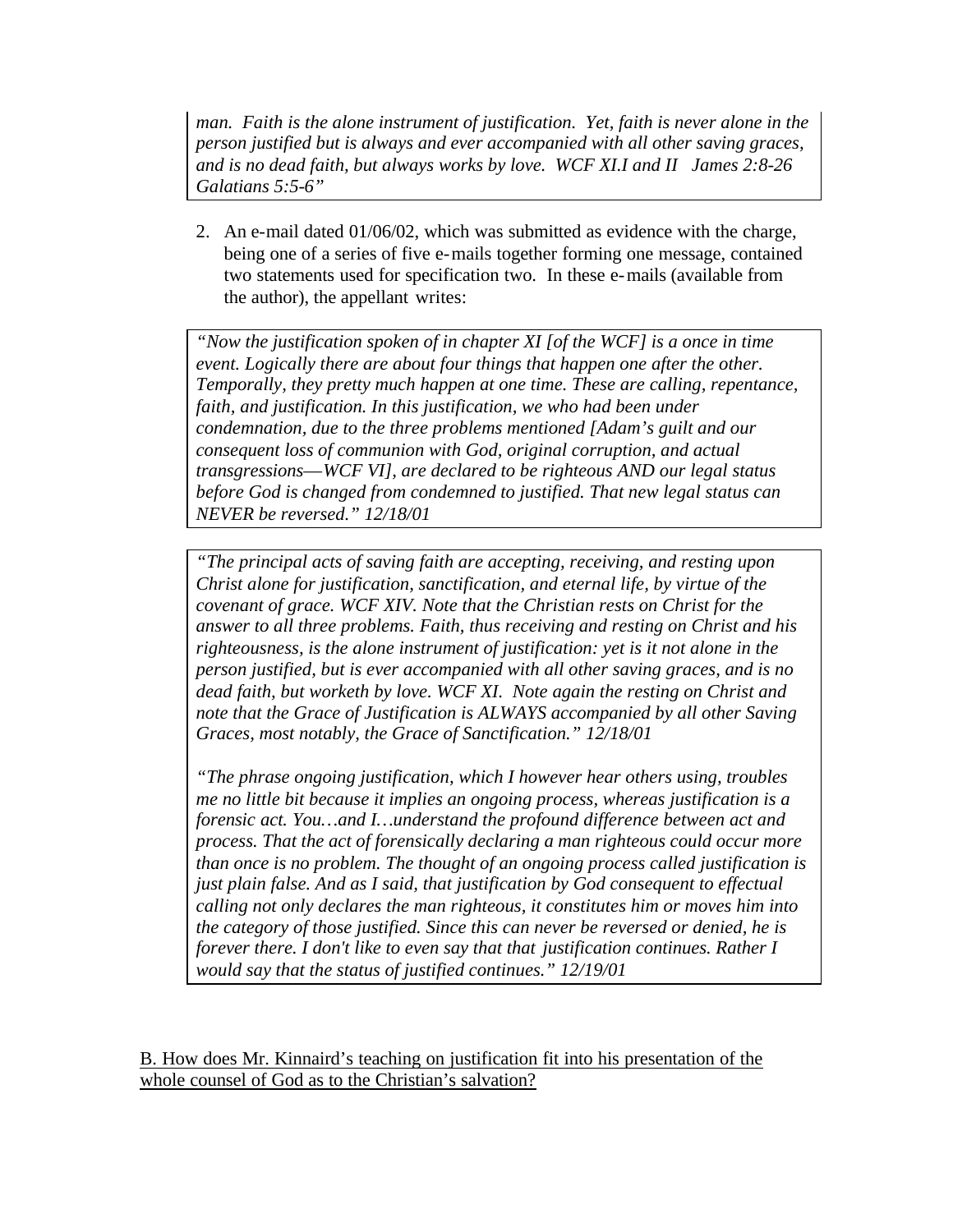*man. Faith is the alone instrument of justification. Yet, faith is never alone in the person justified but is always and ever accompanied with all other saving graces, and is no dead faith, but always works by love. WCF XI.I and II James 2:8-26 Galatians 5:5-6"*

2. An e-mail dated 01/06/02, which was submitted as evidence with the charge, being one of a series of five e-mails together forming one message, contained two statements used for specification two. In these e-mails (available from the author), the appellant writes:

> *"Now the justification spoken of in chapter XI [of the WCF] is a once in time event. Logically there are about four things that happen one after the other. Temporally, they pretty much happen at one time. These are calling, repentance, faith, and justification. In this justification, we who had been under condemnation, due to the three problems mentioned [Adam's guilt and our consequent loss of communion with God, original corruption, and actual transgressions—WCF VI], are declared to be righteous AND our legal status before God is changed from condemned to justified. That new legal status can NEVER be reversed." 12/18/01*

> *"The principal acts of saving faith are accepting, receiving, and resting upon Christ alone for justification, sanctification, and eternal life, by virtue of the covenant of grace. WCF XIV. Note that the Christian rests on Christ for the answer to all three problems. Faith, thus receiving and resting on Christ and his righteousness, is the alone instrument of justification: yet is it not alone in the person justified, but is ever accompanied with all other saving graces, and is no dead faith, but worketh by love. WCF XI. Note again the resting on Christ and note that the Grace of Justification is ALWAYS accompanied by all other Saving Graces, most notably, the Grace of Sanctification." 12/18/01*
>
> *"The phrase ongoing justification, which I however hear others using, troubles me no little bit because it implies an ongoing process, whereas justification is a forensic act. You…and I…understand the profound difference between act and process. That the act of forensically declaring a man righteous could occur more than once is no problem. The thought of an ongoing process called justification is just plain false. And as I said, that justification by God consequent to effectual calling not only declares the man righteous, it constitutes him or moves him into the category of those justified. Since this can never be reversed or denied, he is forever there. I don't like to even say that that justification continues. Rather I would say that the status of justified continues." 12/19/01*

<u>B. How does Mr. Kinnaird's teaching on justification fit into his presentation of the whole counsel of God as to the Christian's salvation?</u>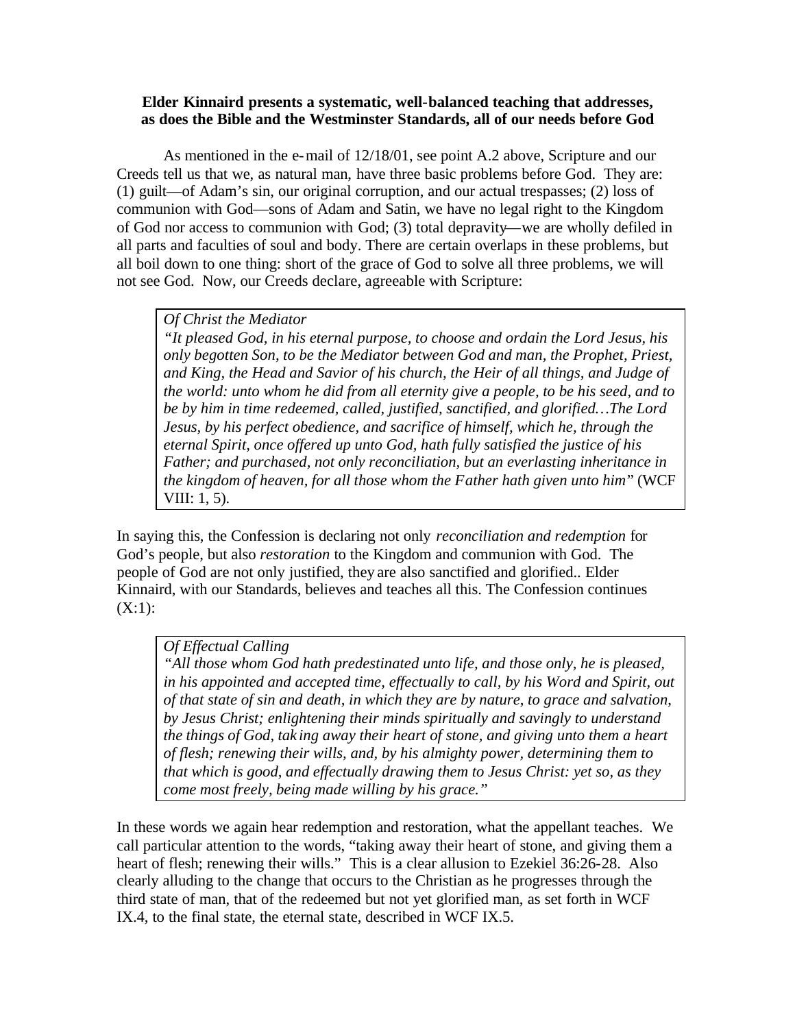**Elder Kinnaird presents a systematic, well-balanced teaching that addresses, as does the Bible and the Westminster Standards, all of our needs before God**

As mentioned in the e-mail of 12/18/01, see point A.2 above, Scripture and our Creeds tell us that we, as natural man, have three basic problems before God. They are: (1) guilt—of Adam's sin, our original corruption, and our actual trespasses; (2) loss of communion with God—sons of Adam and Satin, we have no legal right to the Kingdom of God nor access to communion with God; (3) total depravity—we are wholly defiled in all parts and faculties of soul and body. There are certain overlaps in these problems, but all boil down to one thing: short of the grace of God to solve all three problems, we will not see God. Now, our Creeds declare, agreeable with Scripture:

> *Of Christ the Mediator*
> *"It pleased God, in his eternal purpose, to choose and ordain the Lord Jesus, his only begotten Son, to be the Mediator between God and man, the Prophet, Priest, and King, the Head and Savior of his church, the Heir of all things, and Judge of the world: unto whom he did from all eternity give a people, to be his seed, and to be by him in time redeemed, called, justified, sanctified, and glorified…The Lord Jesus, by his perfect obedience, and sacrifice of himself, which he, through the eternal Spirit, once offered up unto God, hath fully satisfied the justice of his Father; and purchased, not only reconciliation, but an everlasting inheritance in the kingdom of heaven, for all those whom the Father hath given unto him"* (WCF VIII: 1, 5).

In saying this, the Confession is declaring not only *reconciliation and redemption* for God's people, but also *restoration* to the Kingdom and communion with God. The people of God are not only justified, they are also sanctified and glorified.. Elder Kinnaird, with our Standards, believes and teaches all this. The Confession continues (X:1):

> *Of Effectual Calling*
> *"All those whom God hath predestinated unto life, and those only, he is pleased, in his appointed and accepted time, effectually to call, by his Word and Spirit, out of that state of sin and death, in which they are by nature, to grace and salvation, by Jesus Christ; enlightening their minds spiritually and savingly to understand the things of God, taking away their heart of stone, and giving unto them a heart of flesh; renewing their wills, and, by his almighty power, determining them to that which is good, and effectually drawing them to Jesus Christ: yet so, as they come most freely, being made willing by his grace."*

In these words we again hear redemption and restoration, what the appellant teaches. We call particular attention to the words, "taking away their heart of stone, and giving them a heart of flesh; renewing their wills." This is a clear allusion to Ezekiel 36:26-28. Also clearly alluding to the change that occurs to the Christian as he progresses through the third state of man, that of the redeemed but not yet glorified man, as set forth in WCF IX.4, to the final state, the eternal state, described in WCF IX.5.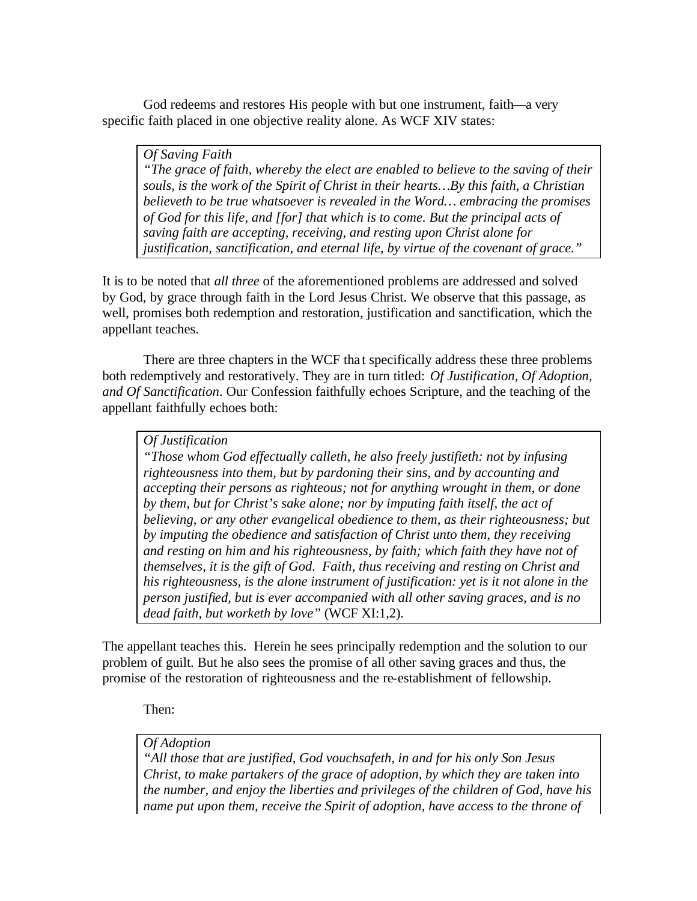God redeems and restores His people with but one instrument, faith—a very specific faith placed in one objective reality alone. As WCF XIV states:

> *Of Saving Faith*
> *"The grace of faith, whereby the elect are enabled to believe to the saving of their souls, is the work of the Spirit of Christ in their hearts…By this faith, a Christian believeth to be true whatsoever is revealed in the Word… embracing the promises of God for this life, and [for] that which is to come. But the principal acts of saving faith are accepting, receiving, and resting upon Christ alone for justification, sanctification, and eternal life, by virtue of the covenant of grace."*

It is to be noted that *all three* of the aforementioned problems are addressed and solved by God, by grace through faith in the Lord Jesus Christ. We observe that this passage, as well, promises both redemption and restoration, justification and sanctification, which the appellant teaches.

There are three chapters in the WCF that specifically address these three problems both redemptively and restoratively. They are in turn titled: *Of Justification, Of Adoption, and Of Sanctification*. Our Confession faithfully echoes Scripture, and the teaching of the appellant faithfully echoes both:

> *Of Justification*
> *"Those whom God effectually calleth, he also freely justifieth: not by infusing righteousness into them, but by pardoning their sins, and by accounting and accepting their persons as righteous; not for anything wrought in them, or done by them, but for Christ's sake alone; nor by imputing faith itself, the act of believing, or any other evangelical obedience to them, as their righteousness; but by imputing the obedience and satisfaction of Christ unto them, they receiving and resting on him and his righteousness, by faith; which faith they have not of themselves, it is the gift of God. Faith, thus receiving and resting on Christ and his righteousness, is the alone instrument of justification: yet is it not alone in the person justified, but is ever accompanied with all other saving graces, and is no dead faith, but worketh by love"* (WCF XI:1,2).

The appellant teaches this. Herein he sees principally redemption and the solution to our problem of guilt. But he also sees the promise of all other saving graces and thus, the promise of the restoration of righteousness and the re-establishment of fellowship.

Then:

> *Of Adoption*
> *"All those that are justified, God vouchsafeth, in and for his only Son Jesus Christ, to make partakers of the grace of adoption, by which they are taken into the number, and enjoy the liberties and privileges of the children of God, have his name put upon them, receive the Spirit of adoption, have access to the throne of*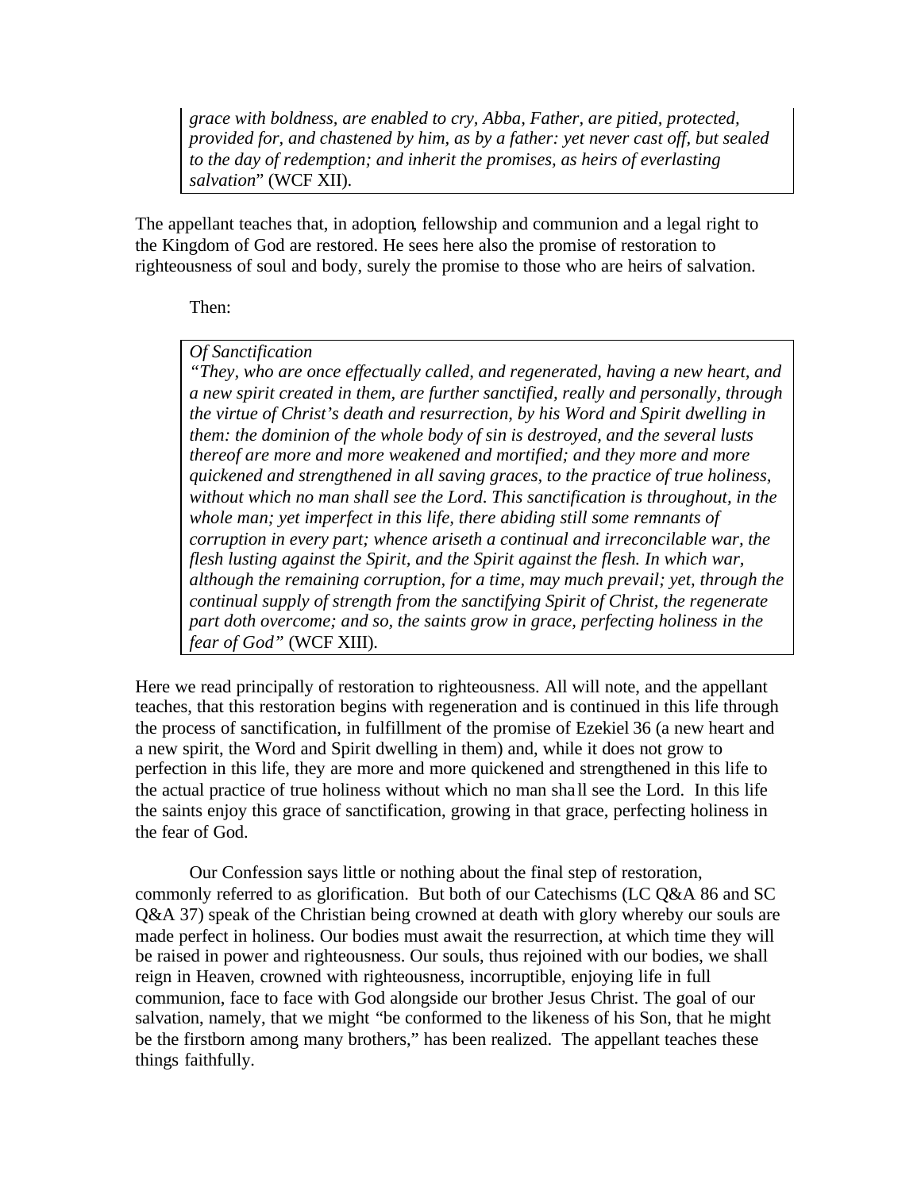> *grace with boldness, are enabled to cry, Abba, Father, are pitied, protected, provided for, and chastened by him, as by a father: yet never cast off, but sealed to the day of redemption; and inherit the promises, as heirs of everlasting salvation*" (WCF XII).

The appellant teaches that, in adoption, fellowship and communion and a legal right to the Kingdom of God are restored. He sees here also the promise of restoration to righteousness of soul and body, surely the promise to those who are heirs of salvation.

Then:

> *Of Sanctification*
> *"They, who are once effectually called, and regenerated, having a new heart, and a new spirit created in them, are further sanctified, really and personally, through the virtue of Christ's death and resurrection, by his Word and Spirit dwelling in them: the dominion of the whole body of sin is destroyed, and the several lusts thereof are more and more weakened and mortified; and they more and more quickened and strengthened in all saving graces, to the practice of true holiness, without which no man shall see the Lord. This sanctification is throughout, in the whole man; yet imperfect in this life, there abiding still some remnants of corruption in every part; whence ariseth a continual and irreconcilable war, the flesh lusting against the Spirit, and the Spirit against the flesh. In which war, although the remaining corruption, for a time, may much prevail; yet, through the continual supply of strength from the sanctifying Spirit of Christ, the regenerate part doth overcome; and so, the saints grow in grace, perfecting holiness in the fear of God"* (WCF XIII).

Here we read principally of restoration to righteousness. All will note, and the appellant teaches, that this restoration begins with regeneration and is continued in this life through the process of sanctification, in fulfillment of the promise of Ezekiel 36 (a new heart and a new spirit, the Word and Spirit dwelling in them) and, while it does not grow to perfection in this life, they are more and more quickened and strengthened in this life to the actual practice of true holiness without which no man shall see the Lord. In this life the saints enjoy this grace of sanctification, growing in that grace, perfecting holiness in the fear of God.

Our Confession says little or nothing about the final step of restoration, commonly referred to as glorification. But both of our Catechisms (LC Q&A 86 and SC Q&A 37) speak of the Christian being crowned at death with glory whereby our souls are made perfect in holiness. Our bodies must await the resurrection, at which time they will be raised in power and righteousness. Our souls, thus rejoined with our bodies, we shall reign in Heaven, crowned with righteousness, incorruptible, enjoying life in full communion, face to face with God alongside our brother Jesus Christ. The goal of our salvation, namely, that we might "be conformed to the likeness of his Son, that he might be the firstborn among many brothers," has been realized. The appellant teaches these things faithfully.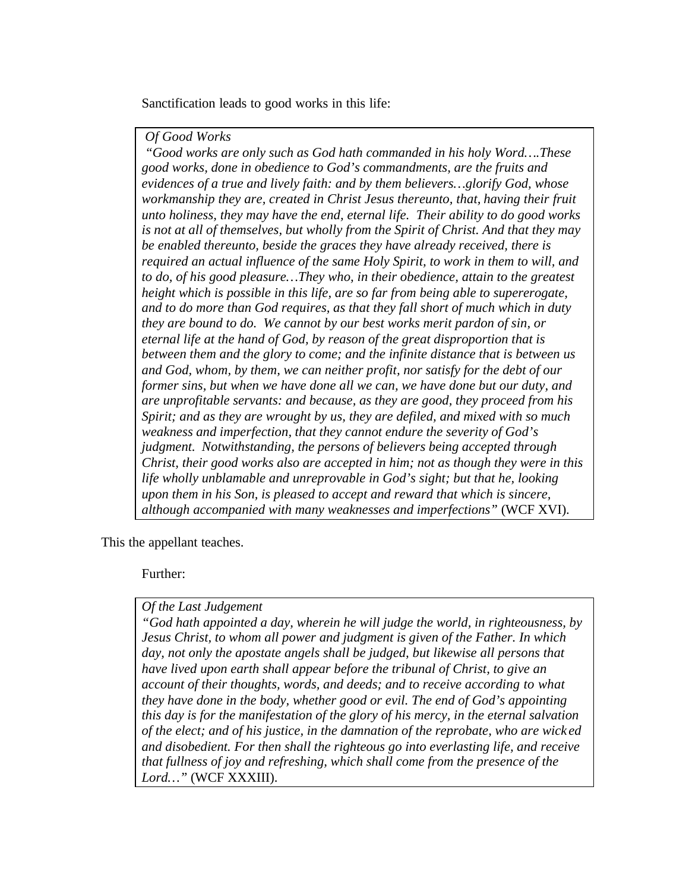Sanctification leads to good works in this life:

> *Of Good Works*
>
> *"Good works are only such as God hath commanded in his holy Word….These good works, done in obedience to God's commandments, are the fruits and evidences of a true and lively faith: and by them believers…glorify God, whose workmanship they are, created in Christ Jesus thereunto, that, having their fruit unto holiness, they may have the end, eternal life. Their ability to do good works is not at all of themselves, but wholly from the Spirit of Christ. And that they may be enabled thereunto, beside the graces they have already received, there is required an actual influence of the same Holy Spirit, to work in them to will, and to do, of his good pleasure…They who, in their obedience, attain to the greatest height which is possible in this life, are so far from being able to supererogate, and to do more than God requires, as that they fall short of much which in duty they are bound to do. We cannot by our best works merit pardon of sin, or eternal life at the hand of God, by reason of the great disproportion that is between them and the glory to come; and the infinite distance that is between us and God, whom, by them, we can neither profit, nor satisfy for the debt of our former sins, but when we have done all we can, we have done but our duty, and are unprofitable servants: and because, as they are good, they proceed from his Spirit; and as they are wrought by us, they are defiled, and mixed with so much weakness and imperfection, that they cannot endure the severity of God's judgment. Notwithstanding, the persons of believers being accepted through Christ, their good works also are accepted in him; not as though they were in this life wholly unblamable and unreprovable in God's sight; but that he, looking upon them in his Son, is pleased to accept and reward that which is sincere, although accompanied with many weaknesses and imperfections"* (WCF XVI).

This the appellant teaches.

Further:

> *Of the Last Judgement*
>
> *"God hath appointed a day, wherein he will judge the world, in righteousness, by Jesus Christ, to whom all power and judgment is given of the Father. In which day, not only the apostate angels shall be judged, but likewise all persons that have lived upon earth shall appear before the tribunal of Christ, to give an account of their thoughts, words, and deeds; and to receive according to what they have done in the body, whether good or evil. The end of God's appointing this day is for the manifestation of the glory of his mercy, in the eternal salvation of the elect; and of his justice, in the damnation of the reprobate, who are wicked and disobedient. For then shall the righteous go into everlasting life, and receive that fullness of joy and refreshing, which shall come from the presence of the Lord…"* (WCF XXXIII).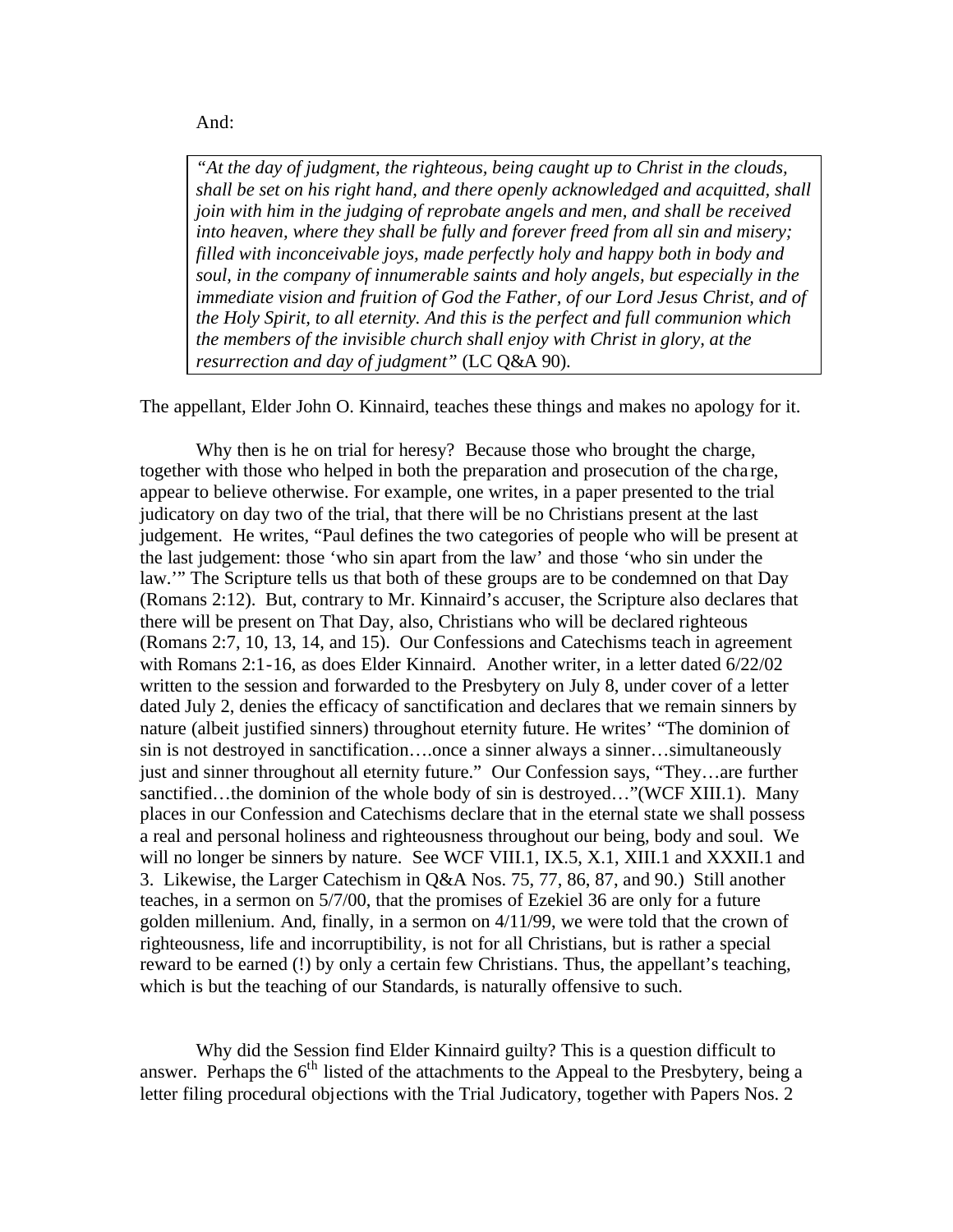And:

> *"At the day of judgment, the righteous, being caught up to Christ in the clouds, shall be set on his right hand, and there openly acknowledged and acquitted, shall join with him in the judging of reprobate angels and men, and shall be received into heaven, where they shall be fully and forever freed from all sin and misery; filled with inconceivable joys, made perfectly holy and happy both in body and soul, in the company of innumerable saints and holy angels, but especially in the immediate vision and fruition of God the Father, of our Lord Jesus Christ, and of the Holy Spirit, to all eternity. And this is the perfect and full communion which the members of the invisible church shall enjoy with Christ in glory, at the resurrection and day of judgment"* (LC Q&A 90).

The appellant, Elder John O. Kinnaird, teaches these things and makes no apology for it.

Why then is he on trial for heresy? Because those who brought the charge, together with those who helped in both the preparation and prosecution of the charge, appear to believe otherwise. For example, one writes, in a paper presented to the trial judicatory on day two of the trial, that there will be no Christians present at the last judgement. He writes, "Paul defines the two categories of people who will be present at the last judgement: those 'who sin apart from the law' and those 'who sin under the law.'" The Scripture tells us that both of these groups are to be condemned on that Day (Romans 2:12). But, contrary to Mr. Kinnaird's accuser, the Scripture also declares that there will be present on That Day, also, Christians who will be declared righteous (Romans 2:7, 10, 13, 14, and 15). Our Confessions and Catechisms teach in agreement with Romans 2:1-16, as does Elder Kinnaird. Another writer, in a letter dated 6/22/02 written to the session and forwarded to the Presbytery on July 8, under cover of a letter dated July 2, denies the efficacy of sanctification and declares that we remain sinners by nature (albeit justified sinners) throughout eternity future. He writes' "The dominion of sin is not destroyed in sanctification….once a sinner always a sinner…simultaneously just and sinner throughout all eternity future." Our Confession says, "They…are further sanctified…the dominion of the whole body of sin is destroyed…"(WCF XIII.1). Many places in our Confession and Catechisms declare that in the eternal state we shall possess a real and personal holiness and righteousness throughout our being, body and soul. We will no longer be sinners by nature. See WCF VIII.1, IX.5, X.1, XIII.1 and XXXII.1 and 3. Likewise, the Larger Catechism in Q&A Nos. 75, 77, 86, 87, and 90.) Still another teaches, in a sermon on 5/7/00, that the promises of Ezekiel 36 are only for a future golden millenium. And, finally, in a sermon on 4/11/99, we were told that the crown of righteousness, life and incorruptibility, is not for all Christians, but is rather a special reward to be earned (!) by only a certain few Christians. Thus, the appellant's teaching, which is but the teaching of our Standards, is naturally offensive to such.

Why did the Session find Elder Kinnaird guilty? This is a question difficult to answer. Perhaps the 6th listed of the attachments to the Appeal to the Presbytery, being a letter filing procedural objections with the Trial Judicatory, together with Papers Nos. 2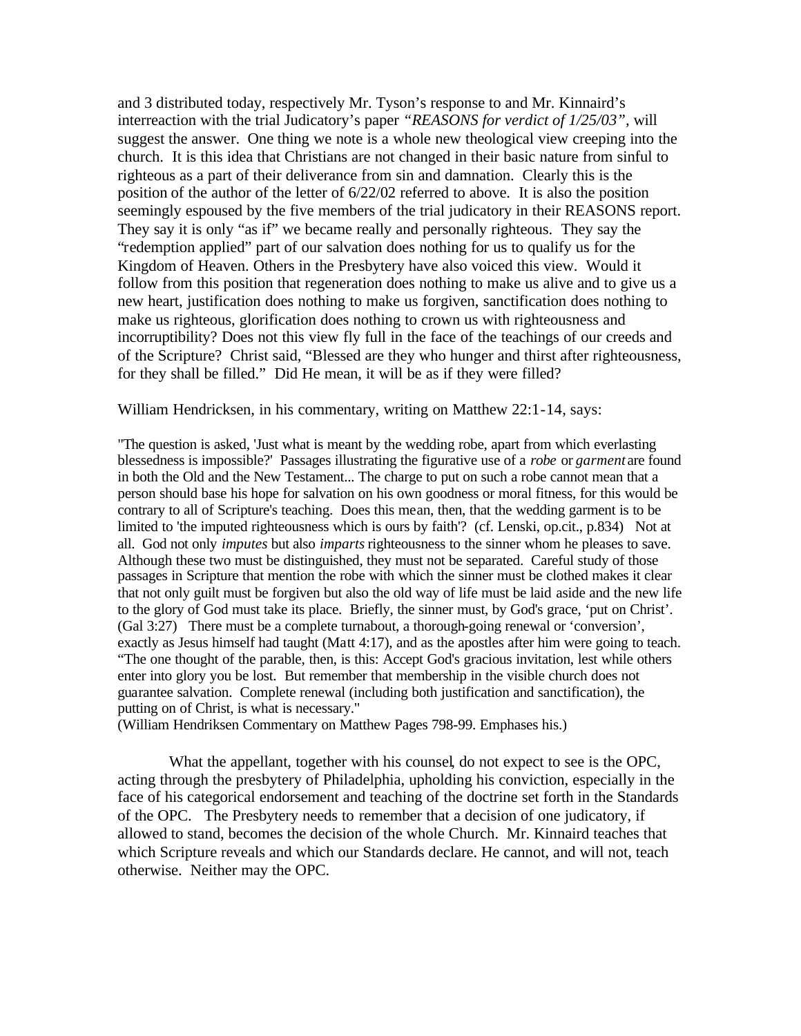and 3 distributed today, respectively Mr. Tyson's response to and Mr. Kinnaird's interreaction with the trial Judicatory's paper *"REASONS for verdict of 1/25/03"*, will suggest the answer. One thing we note is a whole new theological view creeping into the church. It is this idea that Christians are not changed in their basic nature from sinful to righteous as a part of their deliverance from sin and damnation. Clearly this is the position of the author of the letter of 6/22/02 referred to above. It is also the position seemingly espoused by the five members of the trial judicatory in their REASONS report. They say it is only "as if" we became really and personally righteous. They say the "redemption applied" part of our salvation does nothing for us to qualify us for the Kingdom of Heaven. Others in the Presbytery have also voiced this view. Would it follow from this position that regeneration does nothing to make us alive and to give us a new heart, justification does nothing to make us forgiven, sanctification does nothing to make us righteous, glorification does nothing to crown us with righteousness and incorruptibility? Does not this view fly full in the face of the teachings of our creeds and of the Scripture? Christ said, "Blessed are they who hunger and thirst after righteousness, for they shall be filled." Did He mean, it will be as if they were filled?

William Hendricksen, in his commentary, writing on Matthew 22:1-14, says:

"The question is asked, 'Just what is meant by the wedding robe, apart from which everlasting blessedness is impossible?' Passages illustrating the figurative use of a *robe* or *garment* are found in both the Old and the New Testament... The charge to put on such a robe cannot mean that a person should base his hope for salvation on his own goodness or moral fitness, for this would be contrary to all of Scripture's teaching. Does this mean, then, that the wedding garment is to be limited to 'the imputed righteousness which is ours by faith'? (cf. Lenski, op.cit., p.834) Not at all. God not only *imputes* but also *imparts* righteousness to the sinner whom he pleases to save. Although these two must be distinguished, they must not be separated. Careful study of those passages in Scripture that mention the robe with which the sinner must be clothed makes it clear that not only guilt must be forgiven but also the old way of life must be laid aside and the new life to the glory of God must take its place. Briefly, the sinner must, by God's grace, 'put on Christ'. (Gal 3:27) There must be a complete turnabout, a thorough-going renewal or 'conversion', exactly as Jesus himself had taught (Matt 4:17), and as the apostles after him were going to teach. "The one thought of the parable, then, is this: Accept God's gracious invitation, lest while others enter into glory you be lost. But remember that membership in the visible church does not guarantee salvation. Complete renewal (including both justification and sanctification), the putting on of Christ, is what is necessary."
(William Hendriksen Commentary on Matthew Pages 798-99. Emphases his.)

What the appellant, together with his counsel, do not expect to see is the OPC, acting through the presbytery of Philadelphia, upholding his conviction, especially in the face of his categorical endorsement and teaching of the doctrine set forth in the Standards of the OPC. The Presbytery needs to remember that a decision of one judicatory, if allowed to stand, becomes the decision of the whole Church. Mr. Kinnaird teaches that which Scripture reveals and which our Standards declare. He cannot, and will not, teach otherwise. Neither may the OPC.